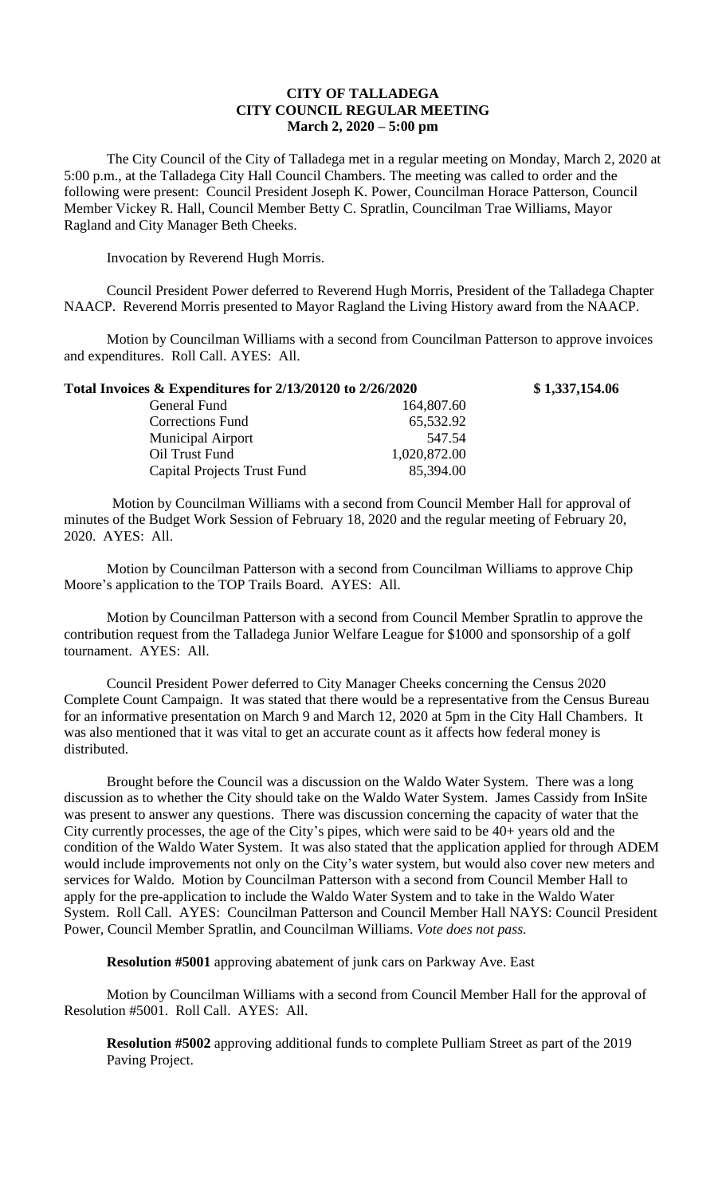**CITY OF TALLADEGA**
**CITY COUNCIL REGULAR MEETING**
**March 2, 2020 – 5:00 pm**

The City Council of the City of Talladega met in a regular meeting on Monday, March 2, 2020 at 5:00 p.m., at the Talladega City Hall Council Chambers. The meeting was called to order and the following were present: Council President Joseph K. Power, Councilman Horace Patterson, Council Member Vickey R. Hall, Council Member Betty C. Spratlin, Councilman Trae Williams, Mayor Ragland and City Manager Beth Cheeks.

Invocation by Reverend Hugh Morris.

Council President Power deferred to Reverend Hugh Morris, President of the Talladega Chapter NAACP. Reverend Morris presented to Mayor Ragland the Living History award from the NAACP.

Motion by Councilman Williams with a second from Councilman Patterson to approve invoices and expenditures. Roll Call. AYES: All.

| **Total Invoices & Expenditures for 2/13/20120 to 2/26/2020** | | **$ 1,337,154.06** |
|---|---|---|
| General Fund | 164,807.60 | |
| Corrections Fund | 65,532.92 | |
| Municipal Airport | 547.54 | |
| Oil Trust Fund | 1,020,872.00 | |
| Capital Projects Trust Fund | 85,394.00 | |

Motion by Councilman Williams with a second from Council Member Hall for approval of minutes of the Budget Work Session of February 18, 2020 and the regular meeting of February 20, 2020. AYES: All.

Motion by Councilman Patterson with a second from Councilman Williams to approve Chip Moore's application to the TOP Trails Board. AYES: All.

Motion by Councilman Patterson with a second from Council Member Spratlin to approve the contribution request from the Talladega Junior Welfare League for $1000 and sponsorship of a golf tournament. AYES: All.

Council President Power deferred to City Manager Cheeks concerning the Census 2020 Complete Count Campaign. It was stated that there would be a representative from the Census Bureau for an informative presentation on March 9 and March 12, 2020 at 5pm in the City Hall Chambers. It was also mentioned that it was vital to get an accurate count as it affects how federal money is distributed.

Brought before the Council was a discussion on the Waldo Water System. There was a long discussion as to whether the City should take on the Waldo Water System. James Cassidy from InSite was present to answer any questions. There was discussion concerning the capacity of water that the City currently processes, the age of the City's pipes, which were said to be 40+ years old and the condition of the Waldo Water System. It was also stated that the application applied for through ADEM would include improvements not only on the City's water system, but would also cover new meters and services for Waldo. Motion by Councilman Patterson with a second from Council Member Hall to apply for the pre-application to include the Waldo Water System and to take in the Waldo Water System. Roll Call. AYES: Councilman Patterson and Council Member Hall NAYS: Council President Power, Council Member Spratlin, and Councilman Williams. *Vote does not pass.*

**Resolution #5001** approving abatement of junk cars on Parkway Ave. East

Motion by Councilman Williams with a second from Council Member Hall for the approval of Resolution #5001. Roll Call. AYES: All.

**Resolution #5002** approving additional funds to complete Pulliam Street as part of the 2019 Paving Project.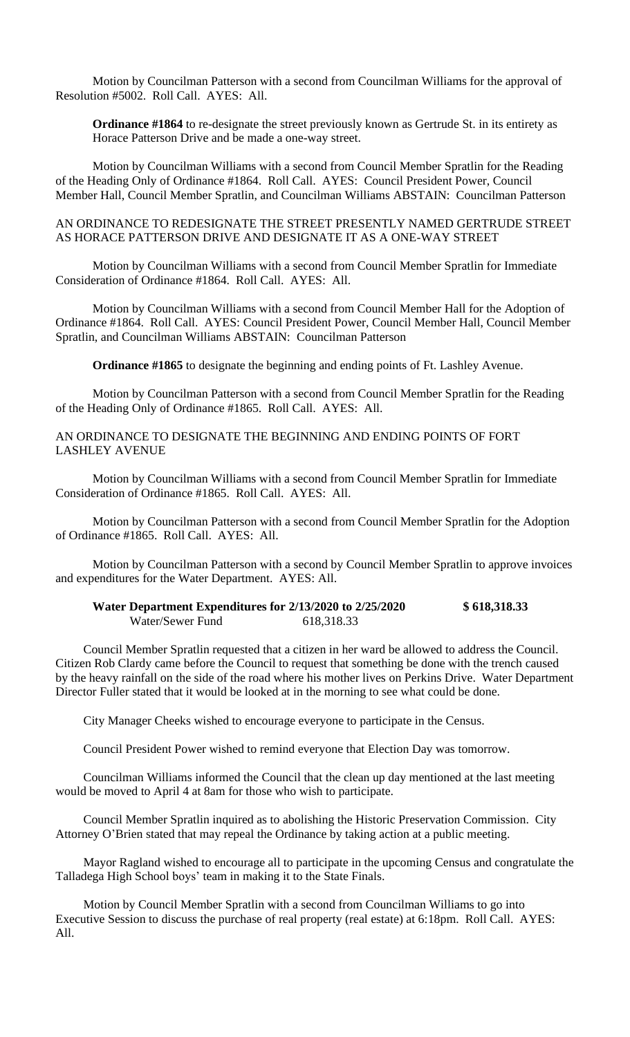Motion by Councilman Patterson with a second from Councilman Williams for the approval of Resolution #5002. Roll Call. AYES: All.

**Ordinance #1864** to re-designate the street previously known as Gertrude St. in its entirety as Horace Patterson Drive and be made a one-way street.

Motion by Councilman Williams with a second from Council Member Spratlin for the Reading of the Heading Only of Ordinance #1864. Roll Call. AYES: Council President Power, Council Member Hall, Council Member Spratlin, and Councilman Williams ABSTAIN: Councilman Patterson

AN ORDINANCE TO REDESIGNATE THE STREET PRESENTLY NAMED GERTRUDE STREET AS HORACE PATTERSON DRIVE AND DESIGNATE IT AS A ONE-WAY STREET

Motion by Councilman Williams with a second from Council Member Spratlin for Immediate Consideration of Ordinance #1864. Roll Call. AYES: All.

Motion by Councilman Williams with a second from Council Member Hall for the Adoption of Ordinance #1864. Roll Call. AYES: Council President Power, Council Member Hall, Council Member Spratlin, and Councilman Williams ABSTAIN: Councilman Patterson

**Ordinance #1865** to designate the beginning and ending points of Ft. Lashley Avenue.

Motion by Councilman Patterson with a second from Council Member Spratlin for the Reading of the Heading Only of Ordinance #1865. Roll Call. AYES: All.

AN ORDINANCE TO DESIGNATE THE BEGINNING AND ENDING POINTS OF FORT LASHLEY AVENUE

Motion by Councilman Williams with a second from Council Member Spratlin for Immediate Consideration of Ordinance #1865. Roll Call. AYES: All.

Motion by Councilman Patterson with a second from Council Member Spratlin for the Adoption of Ordinance #1865. Roll Call. AYES: All.

Motion by Councilman Patterson with a second by Council Member Spratlin to approve invoices and expenditures for the Water Department. AYES: All.

| **Water Department Expenditures for 2/13/2020 to 2/25/2020** | | **$ 618,318.33** |
|---|---|---|
| Water/Sewer Fund | 618,318.33 | |

Council Member Spratlin requested that a citizen in her ward be allowed to address the Council. Citizen Rob Clardy came before the Council to request that something be done with the trench caused by the heavy rainfall on the side of the road where his mother lives on Perkins Drive. Water Department Director Fuller stated that it would be looked at in the morning to see what could be done.

City Manager Cheeks wished to encourage everyone to participate in the Census.

Council President Power wished to remind everyone that Election Day was tomorrow.

Councilman Williams informed the Council that the clean up day mentioned at the last meeting would be moved to April 4 at 8am for those who wish to participate.

Council Member Spratlin inquired as to abolishing the Historic Preservation Commission. City Attorney O'Brien stated that may repeal the Ordinance by taking action at a public meeting.

Mayor Ragland wished to encourage all to participate in the upcoming Census and congratulate the Talladega High School boys' team in making it to the State Finals.

Motion by Council Member Spratlin with a second from Councilman Williams to go into Executive Session to discuss the purchase of real property (real estate) at 6:18pm. Roll Call. AYES: All.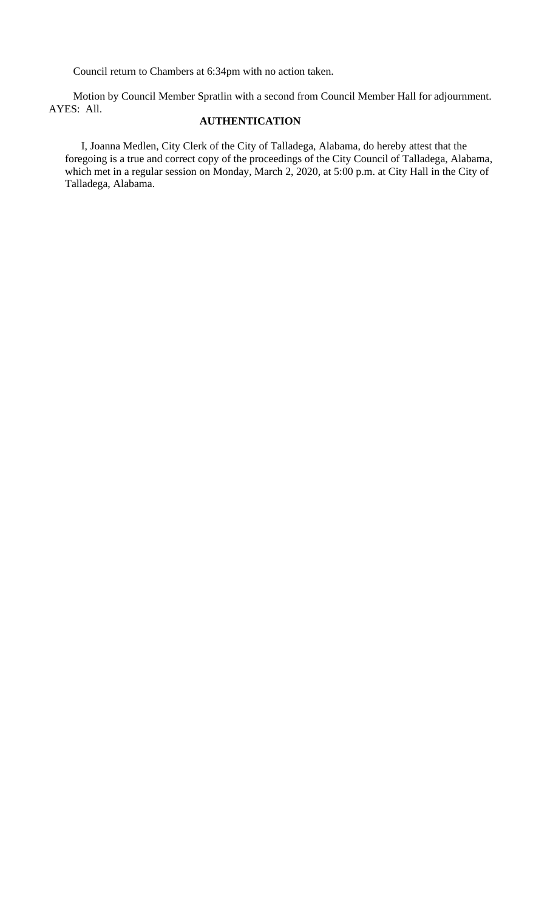Council return to Chambers at 6:34pm with no action taken.

Motion by Council Member Spratlin with a second from Council Member Hall for adjournment. AYES: All.

**AUTHENTICATION**

I, Joanna Medlen, City Clerk of the City of Talladega, Alabama, do hereby attest that the foregoing is a true and correct copy of the proceedings of the City Council of Talladega, Alabama, which met in a regular session on Monday, March 2, 2020, at 5:00 p.m. at City Hall in the City of Talladega, Alabama.